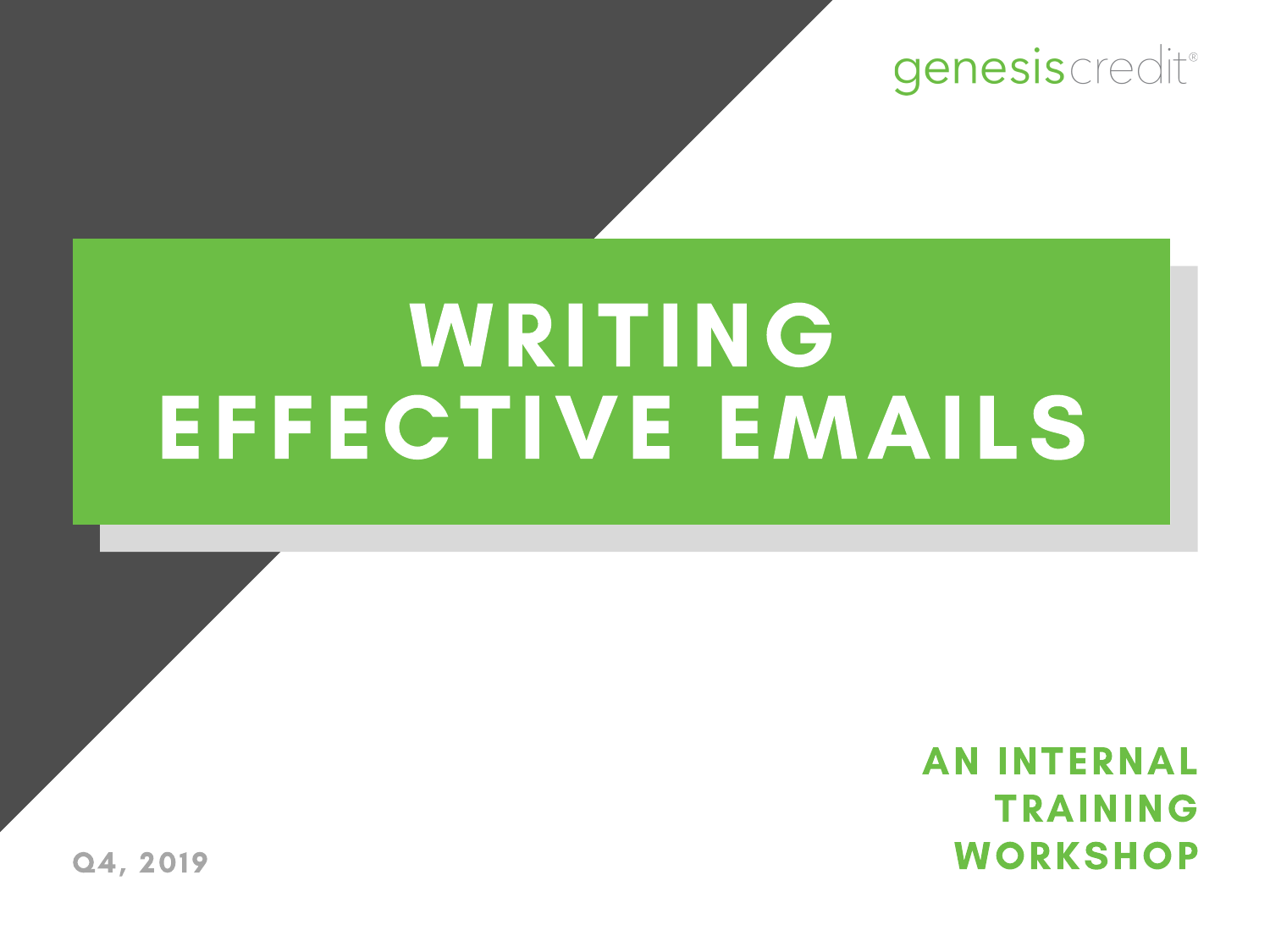genesiscredit®

# WRITING EFFECTIVE EMAILS

**AN INTERNAL TRAINING WORKSHOP**

Q4, 2019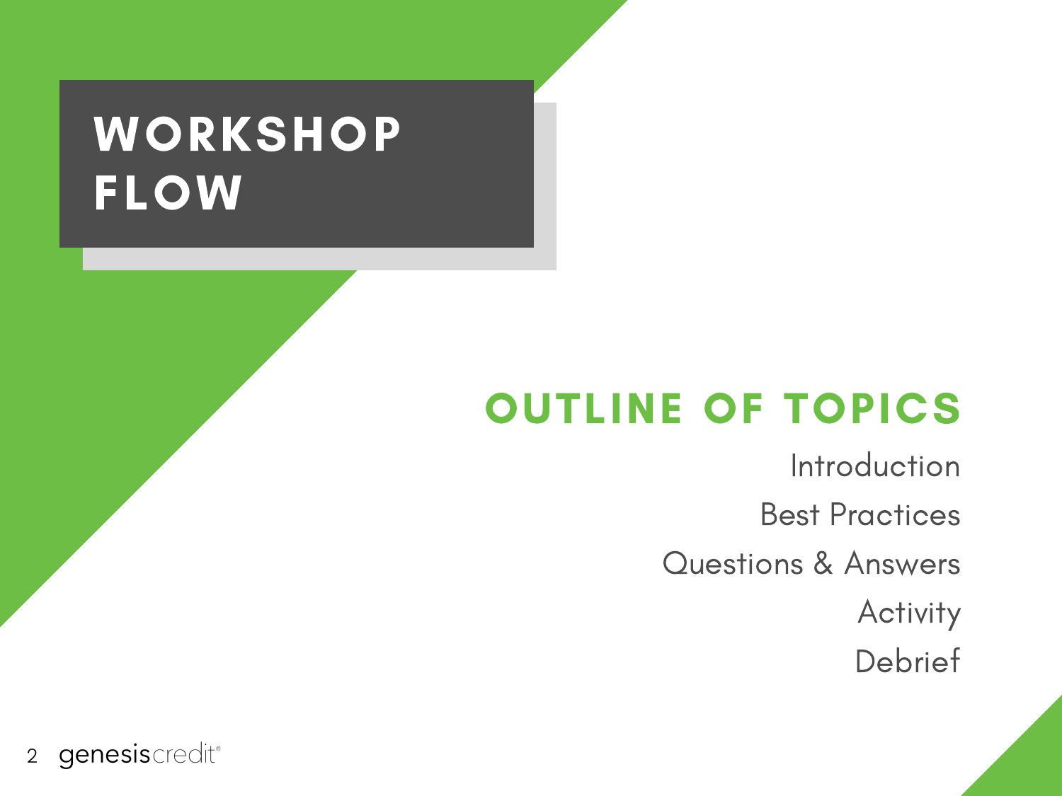# WORKSHOP FLOW

## OUTLINE OF TOPICS

- Introduction
- Best Practices
- Questions & Answers
- Activity
- Debrief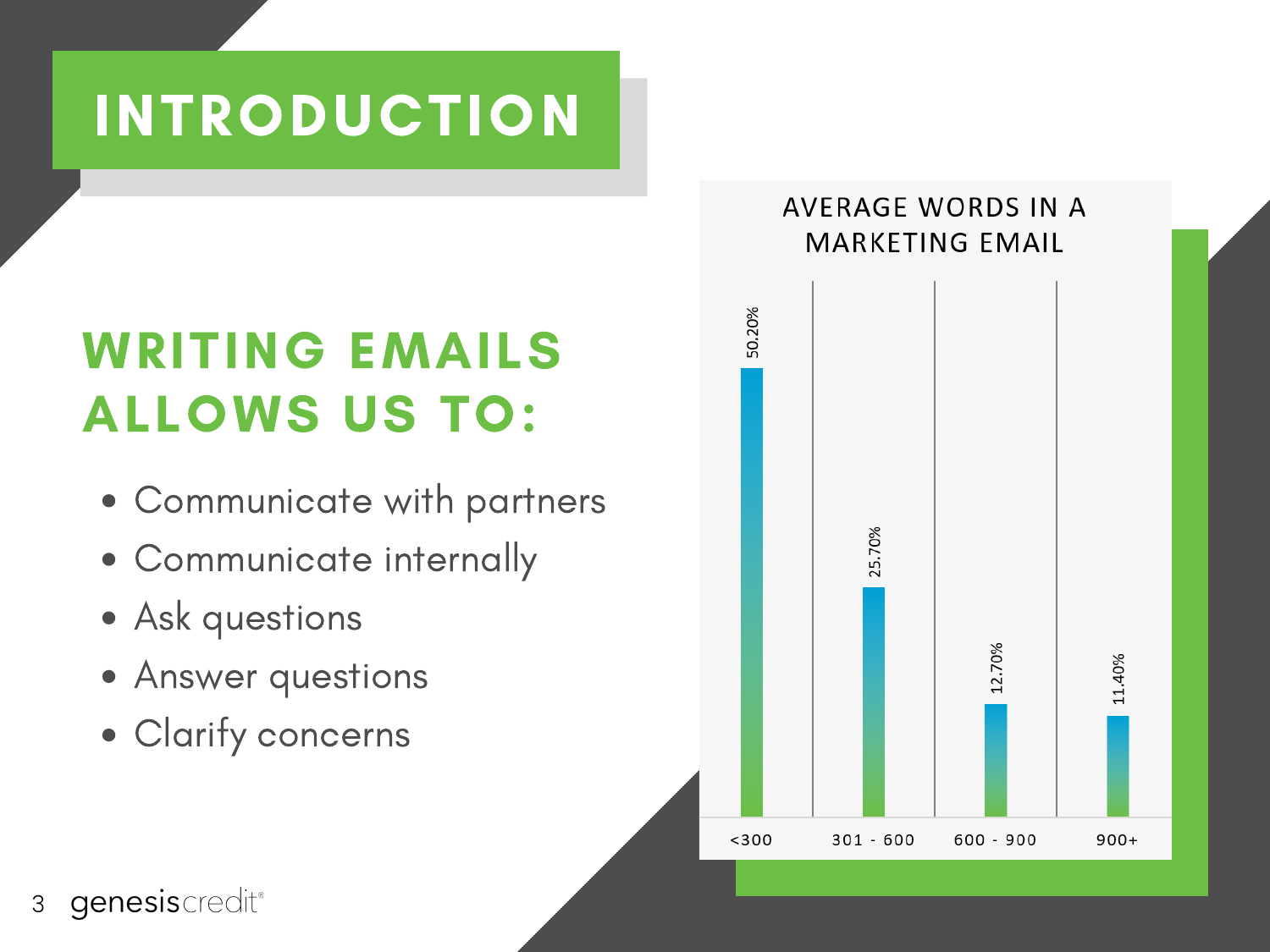# INTRODUCTION

## WRITING EMAILS ALLOWS US TO:

- Communicate with partners
- Communicate internally
- Ask questions
- Answer questions
- Clarify concerns

**AVERAGE WORDS IN A MARKETING EMAIL**

| Words | Percentage |
| --- | --- |
| <300 | 50.20% |
| 301 - 600 | 25.70% |
| 600 - 900 | 12.70% |
| 900+ | 11.40% |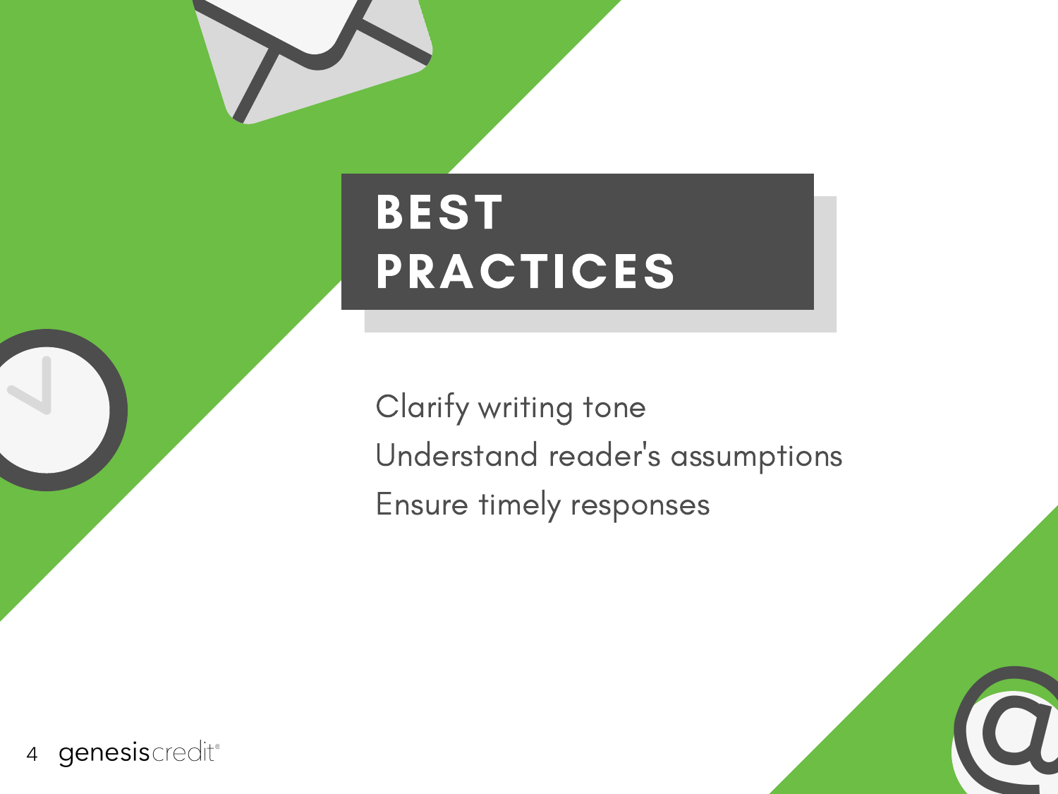# BEST PRACTICES

Clarify writing tone

Understand reader's assumptions

Ensure timely responses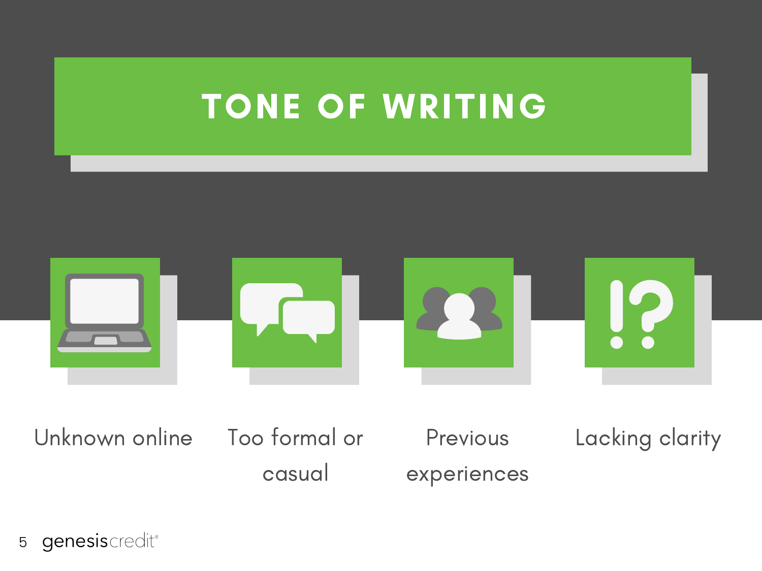# TONE OF WRITING

- Unknown online
- Too formal or casual
- Previous experiences
- Lacking clarity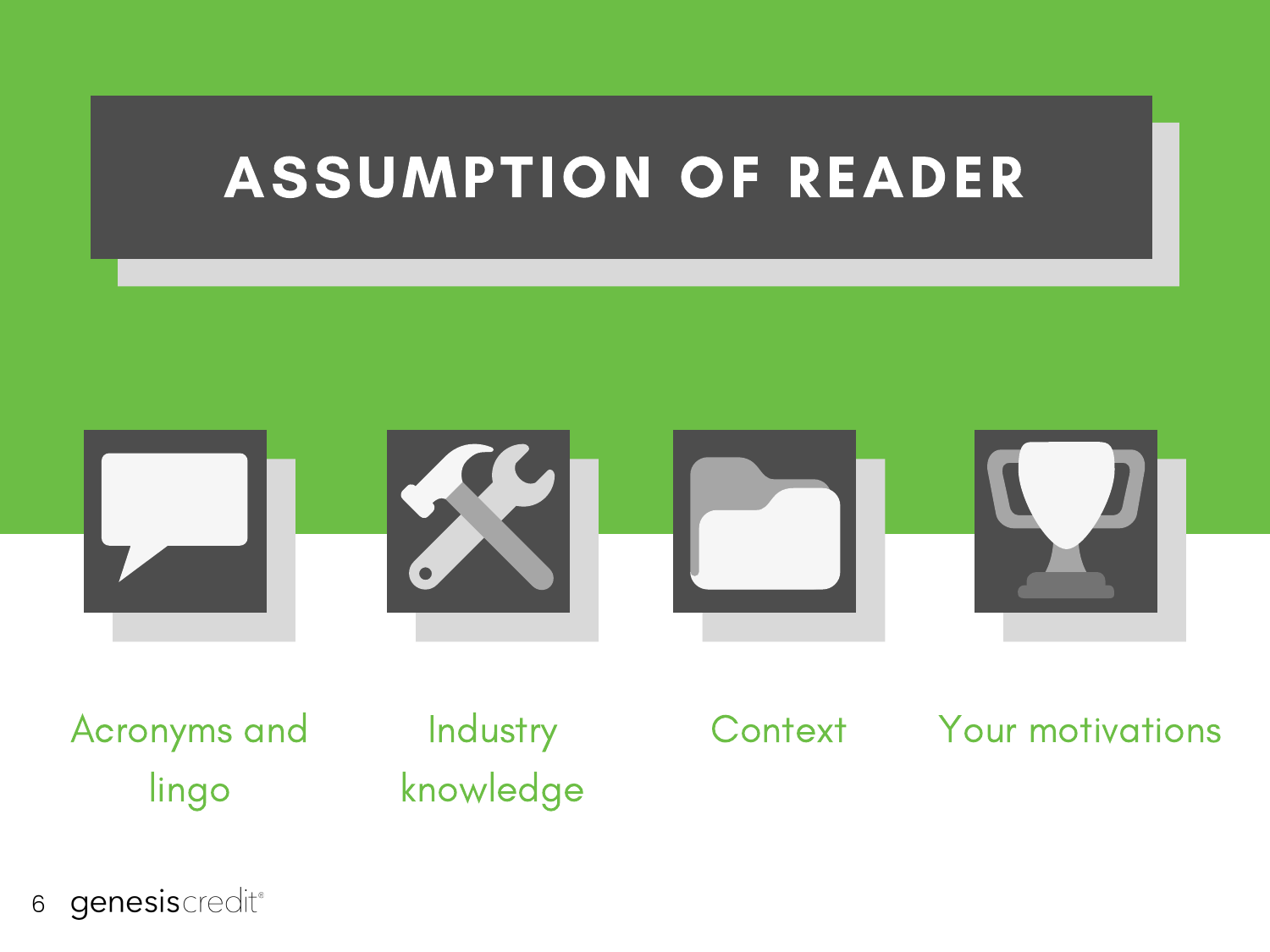# ASSUMPTION OF READER

- Acronyms and lingo
- Industry knowledge
- Context
- Your motivations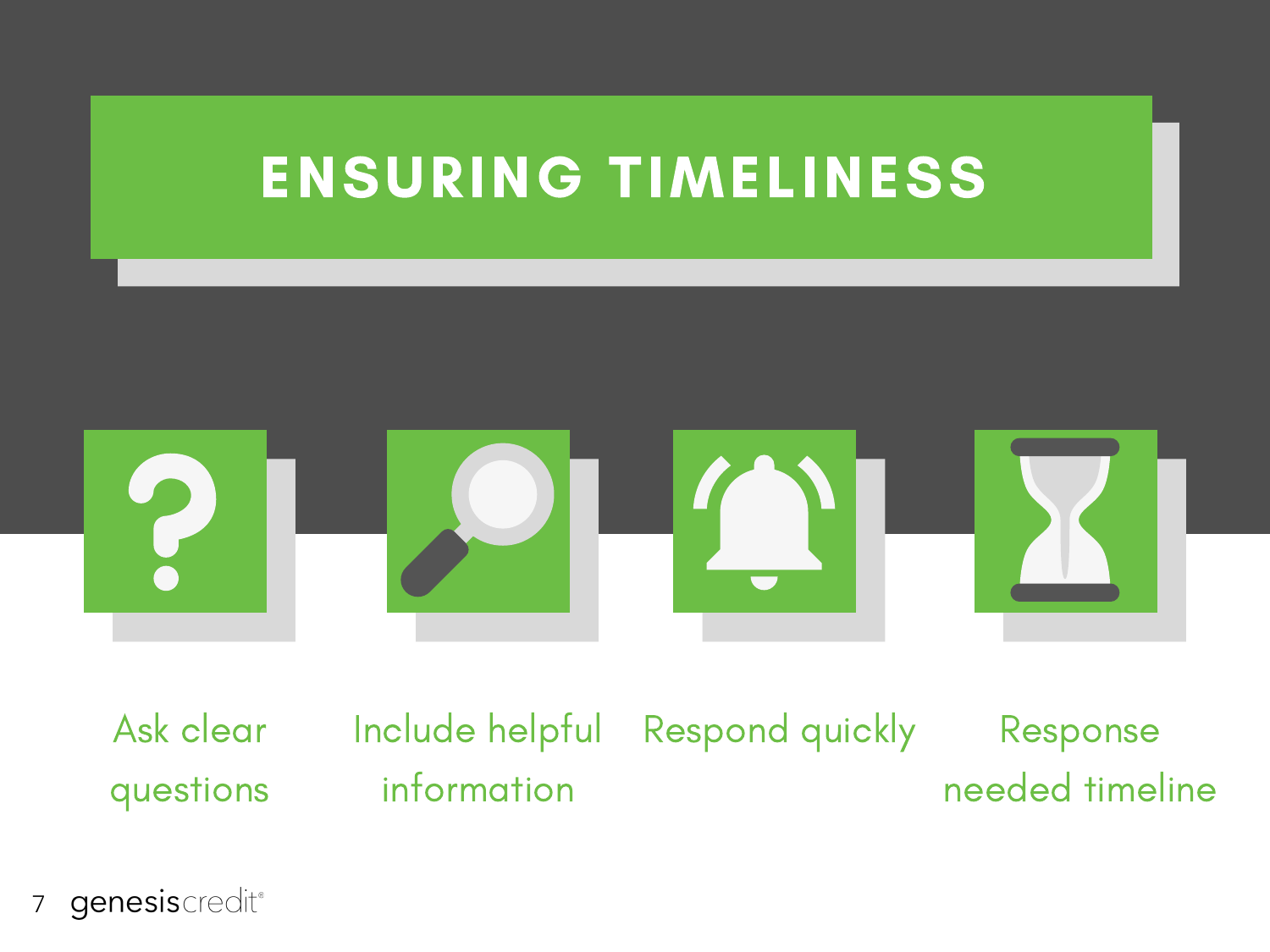# ENSURING TIMELINESS

- Ask clear questions
- Include helpful information
- Respond quickly
- Response needed timeline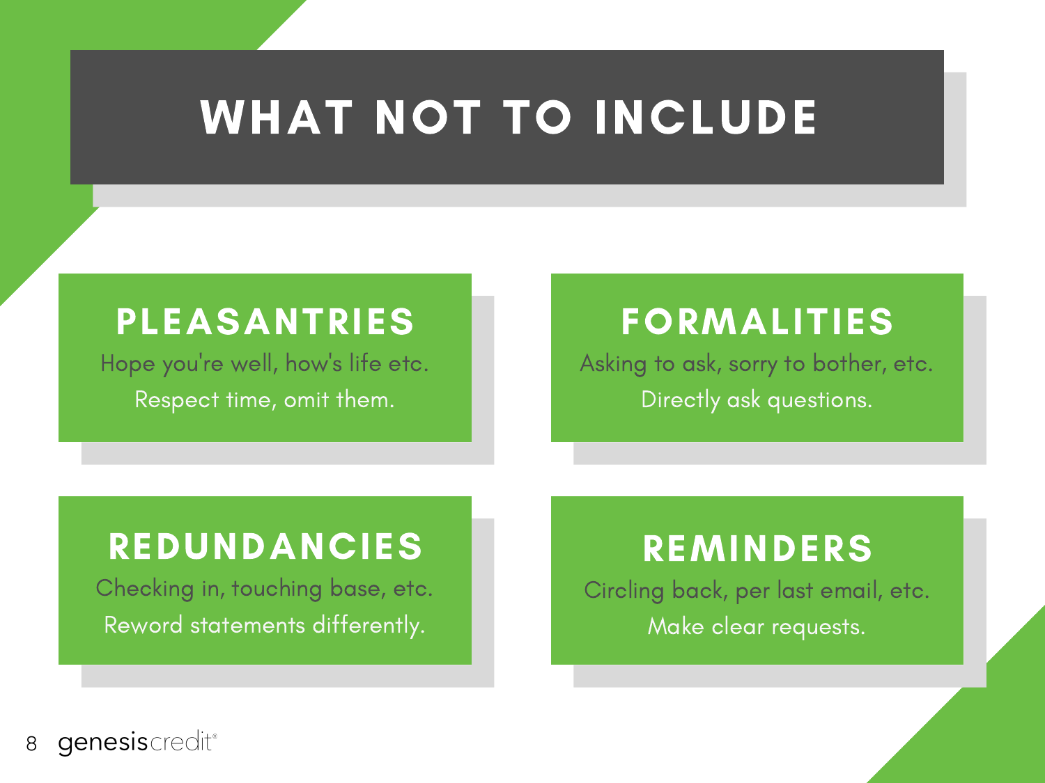# WHAT NOT TO INCLUDE

## PLEASANTRIES

Hope you're well, how's life etc.

Respect time, omit them.

## FORMALITIES

Asking to ask, sorry to bother, etc.

Directly ask questions.

## REDUNDANCIES

Checking in, touching base, etc.

Reword statements differently.

## REMINDERS

Circling back, per last email, etc.

Make clear requests.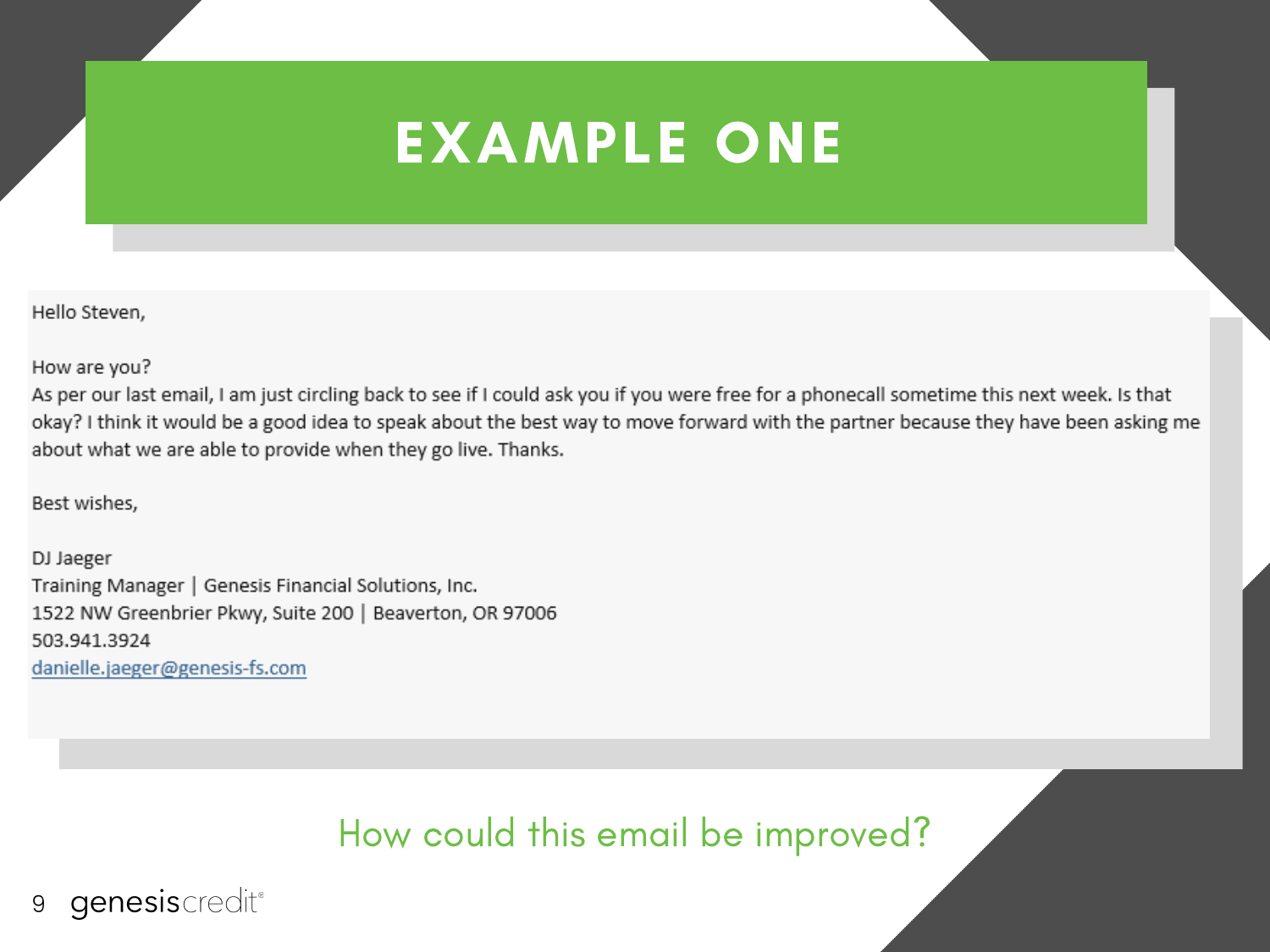# EXAMPLE ONE

Hello Steven,

How are you?
As per our last email, I am just circling back to see if I could ask you if you were free for a phonecall sometime this next week. Is that okay? I think it would be a good idea to speak about the best way to move forward with the partner because they have been asking me about what we are able to provide when they go live. Thanks.

Best wishes,

DJ Jaeger
Training Manager | Genesis Financial Solutions, Inc.
1522 NW Greenbrier Pkwy, Suite 200 | Beaverton, OR 97006
503.941.3924
danielle.jaeger@genesis-fs.com

How could this email be improved?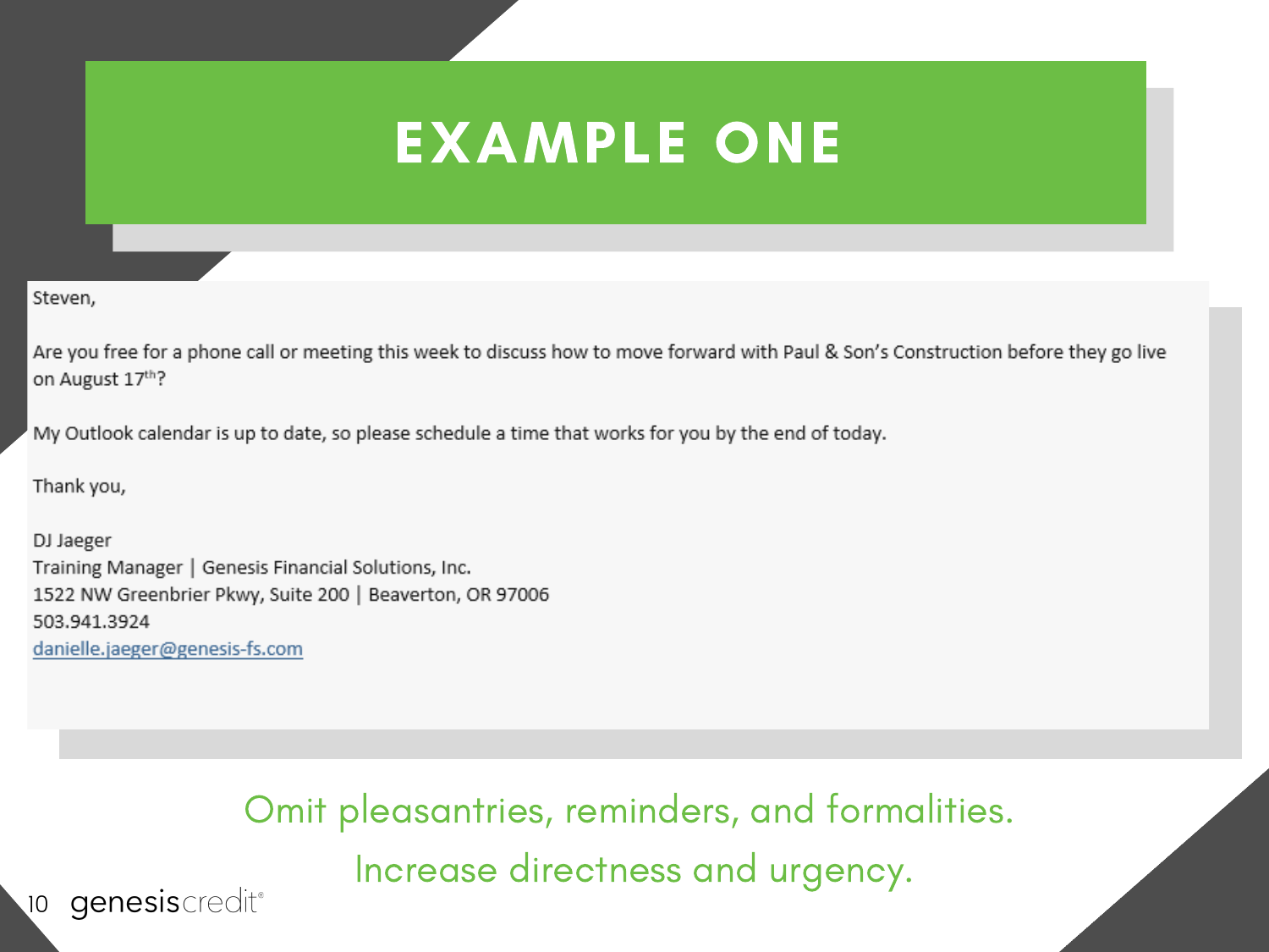# EXAMPLE ONE

Steven,

Are you free for a phone call or meeting this week to discuss how to move forward with Paul & Son's Construction before they go live on August 17th?

My Outlook calendar is up to date, so please schedule a time that works for you by the end of today.

Thank you,

DJ Jaeger
Training Manager | Genesis Financial Solutions, Inc.
1522 NW Greenbrier Pkwy, Suite 200 | Beaverton, OR 97006
503.941.3924
danielle.jaeger@genesis-fs.com

Omit pleasantries, reminders, and formalities.

Increase directness and urgency.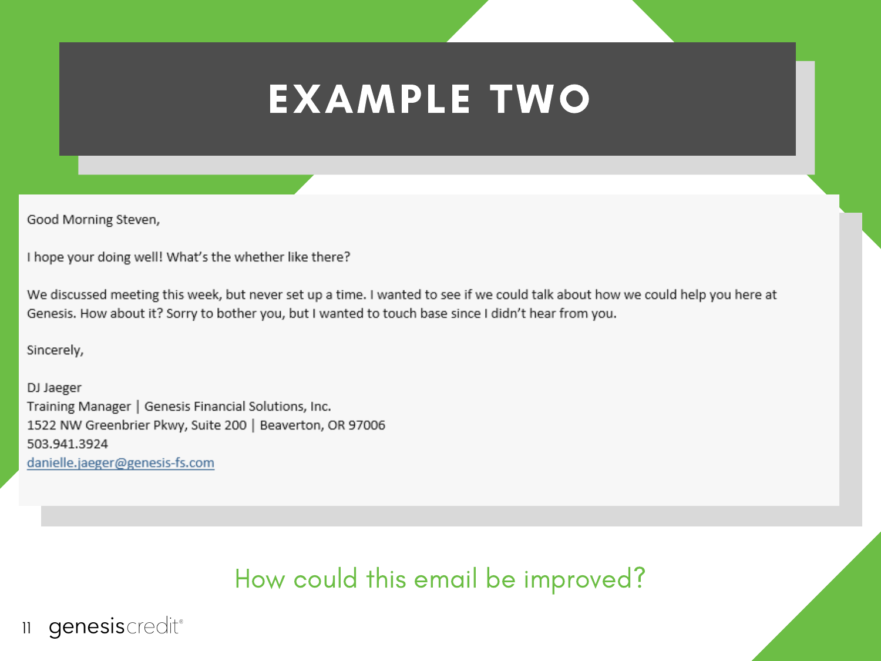# EXAMPLE TWO

Good Morning Steven,

I hope your doing well! What's the whether like there?

We discussed meeting this week, but never set up a time. I wanted to see if we could talk about how we could help you here at Genesis. How about it? Sorry to bother you, but I wanted to touch base since I didn't hear from you.

Sincerely,

DJ Jaeger
Training Manager | Genesis Financial Solutions, Inc.
1522 NW Greenbrier Pkwy, Suite 200 | Beaverton, OR 97006
503.941.3924
danielle.jaeger@genesis-fs.com

How could this email be improved?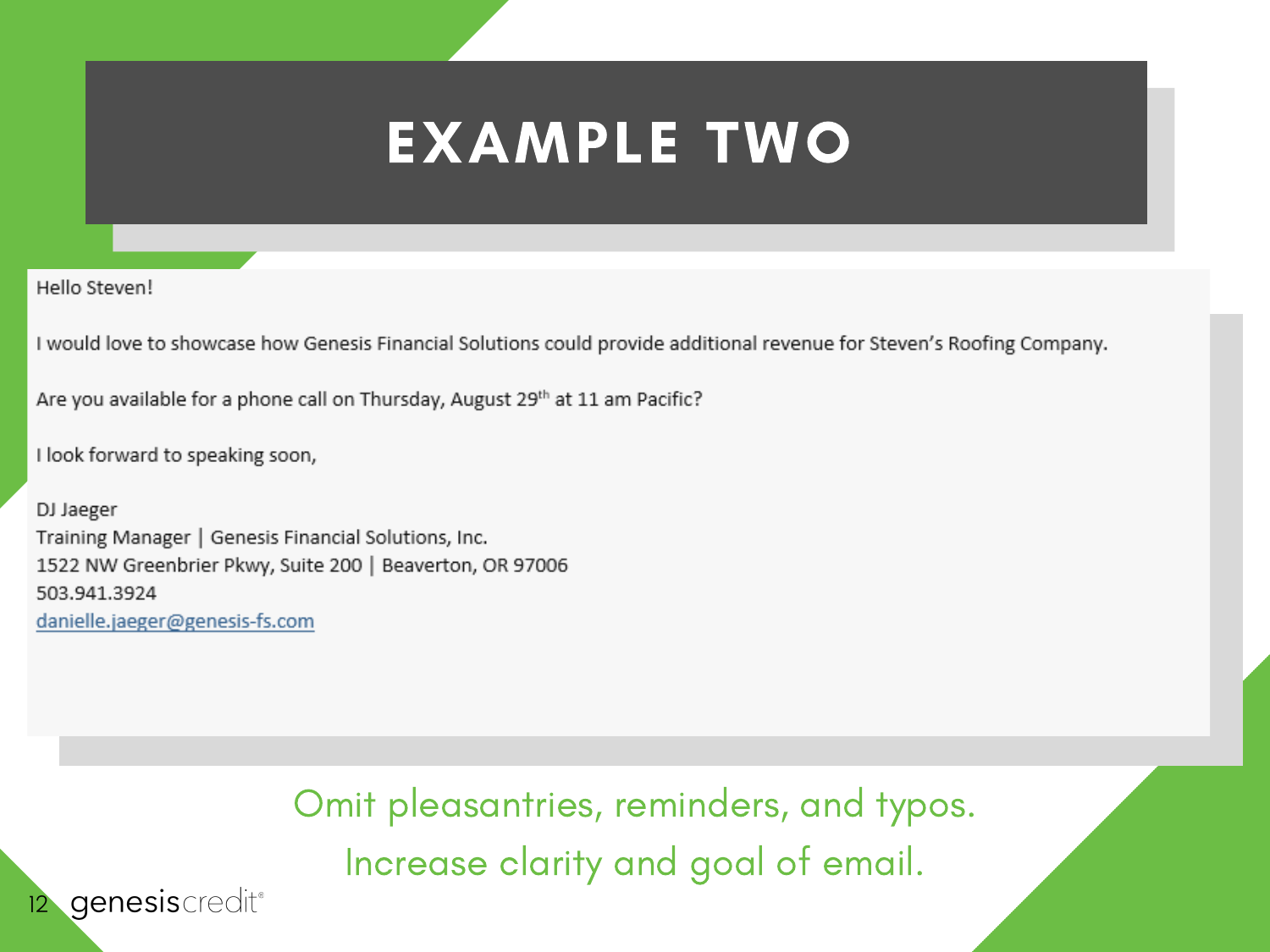# EXAMPLE TWO

Hello Steven!

I would love to showcase how Genesis Financial Solutions could provide additional revenue for Steven's Roofing Company.

Are you available for a phone call on Thursday, August 29th at 11 am Pacific?

I look forward to speaking soon,

DJ Jaeger
Training Manager | Genesis Financial Solutions, Inc.
1522 NW Greenbrier Pkwy, Suite 200 | Beaverton, OR 97006
503.941.3924
danielle.jaeger@genesis-fs.com

Omit pleasantries, reminders, and typos.
Increase clarity and goal of email.

genesiscredit®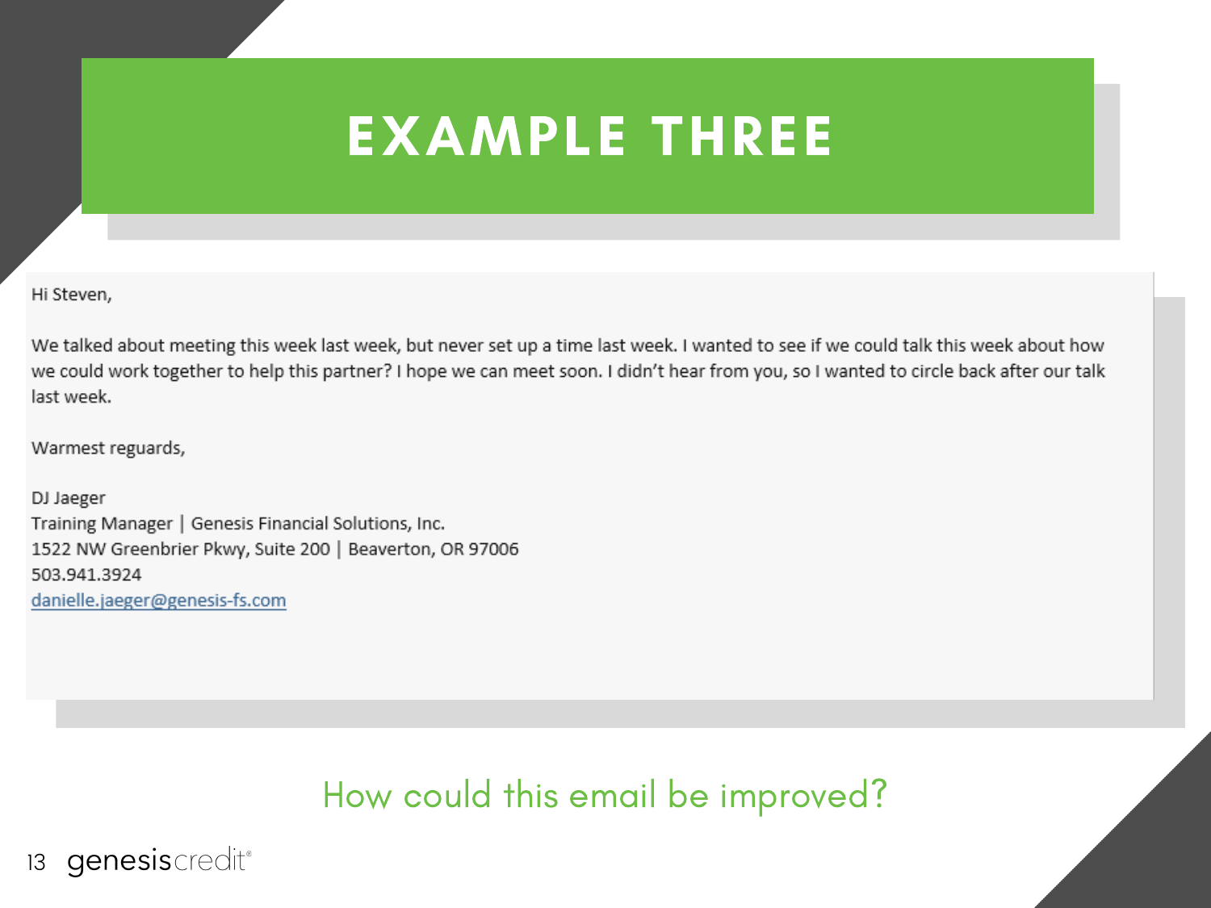# EXAMPLE THREE

Hi Steven,

We talked about meeting this week last week, but never set up a time last week. I wanted to see if we could talk this week about how we could work together to help this partner? I hope we can meet soon. I didn't hear from you, so I wanted to circle back after our talk last week.

Warmest reguards,

DJ Jaeger
Training Manager | Genesis Financial Solutions, Inc.
1522 NW Greenbrier Pkwy, Suite 200 | Beaverton, OR 97006
503.941.3924
danielle.jaeger@genesis-fs.com

How could this email be improved?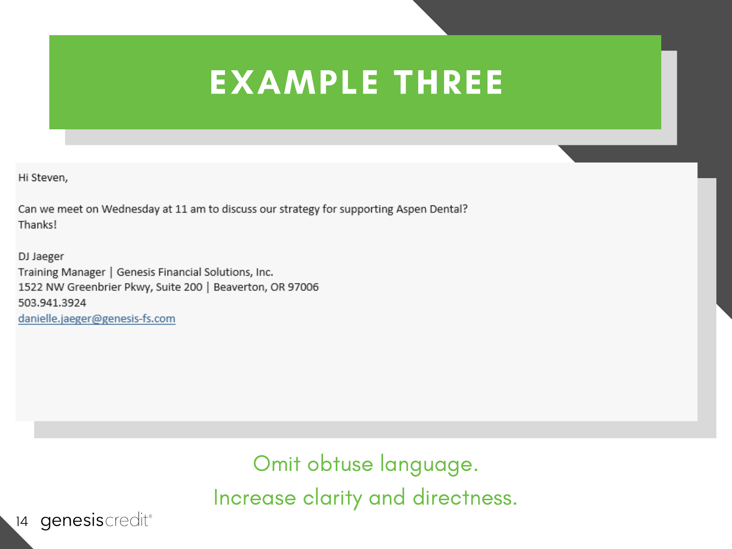# EXAMPLE THREE

Hi Steven,

Can we meet on Wednesday at 11 am to discuss our strategy for supporting Aspen Dental?
Thanks!

DJ Jaeger
Training Manager | Genesis Financial Solutions, Inc.
1522 NW Greenbrier Pkwy, Suite 200 | Beaverton, OR 97006
503.941.3924
danielle.jaeger@genesis-fs.com

Omit obtuse language.

Increase clarity and directness.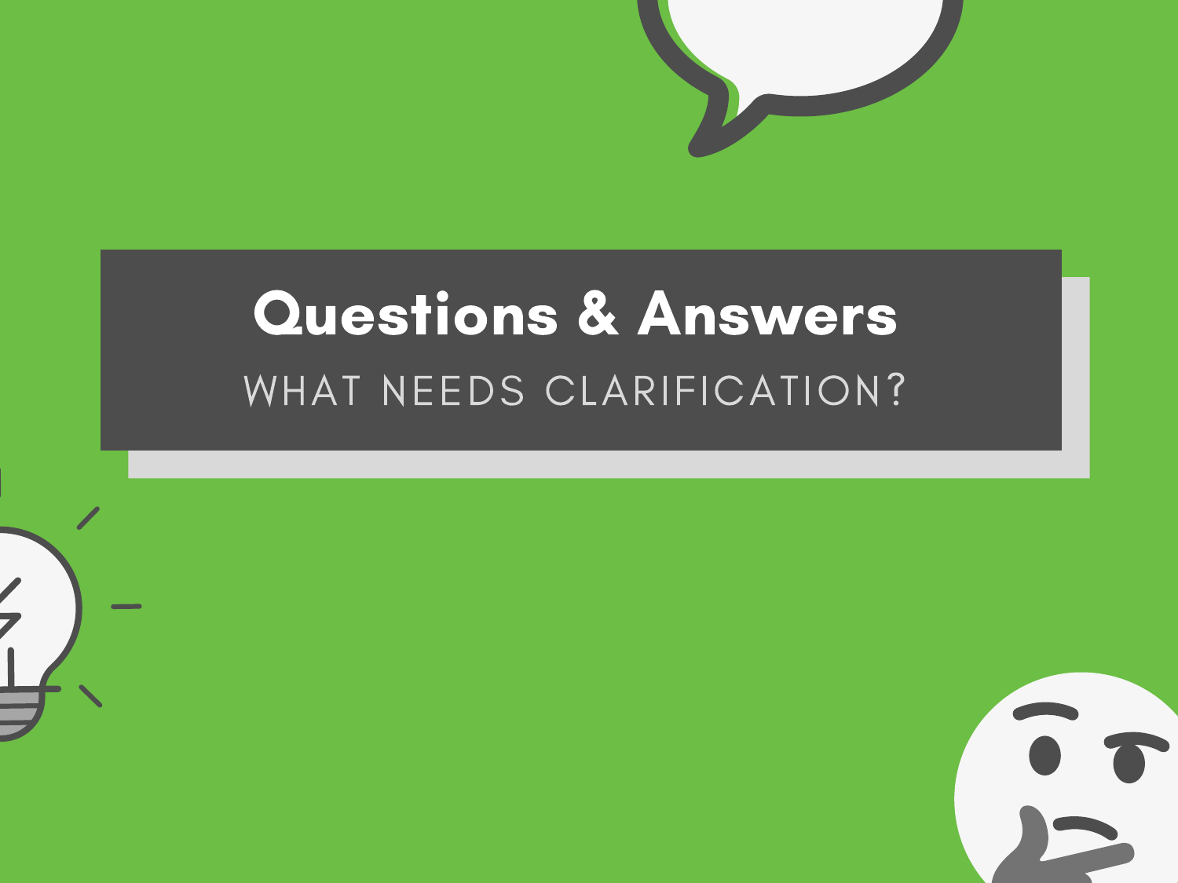# Questions & Answers

WHAT NEEDS CLARIFICATION?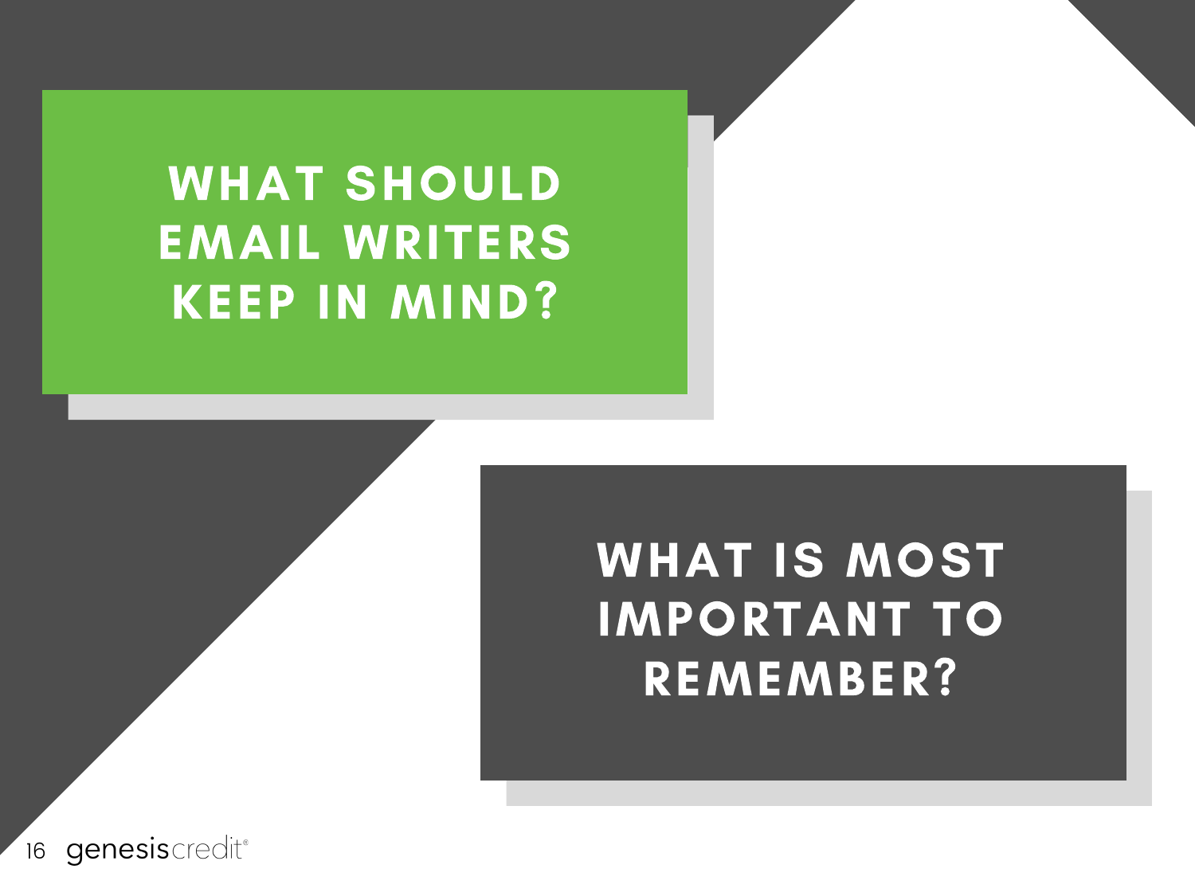## WHAT SHOULD EMAIL WRITERS KEEP IN MIND?

## WHAT IS MOST IMPORTANT TO REMEMBER?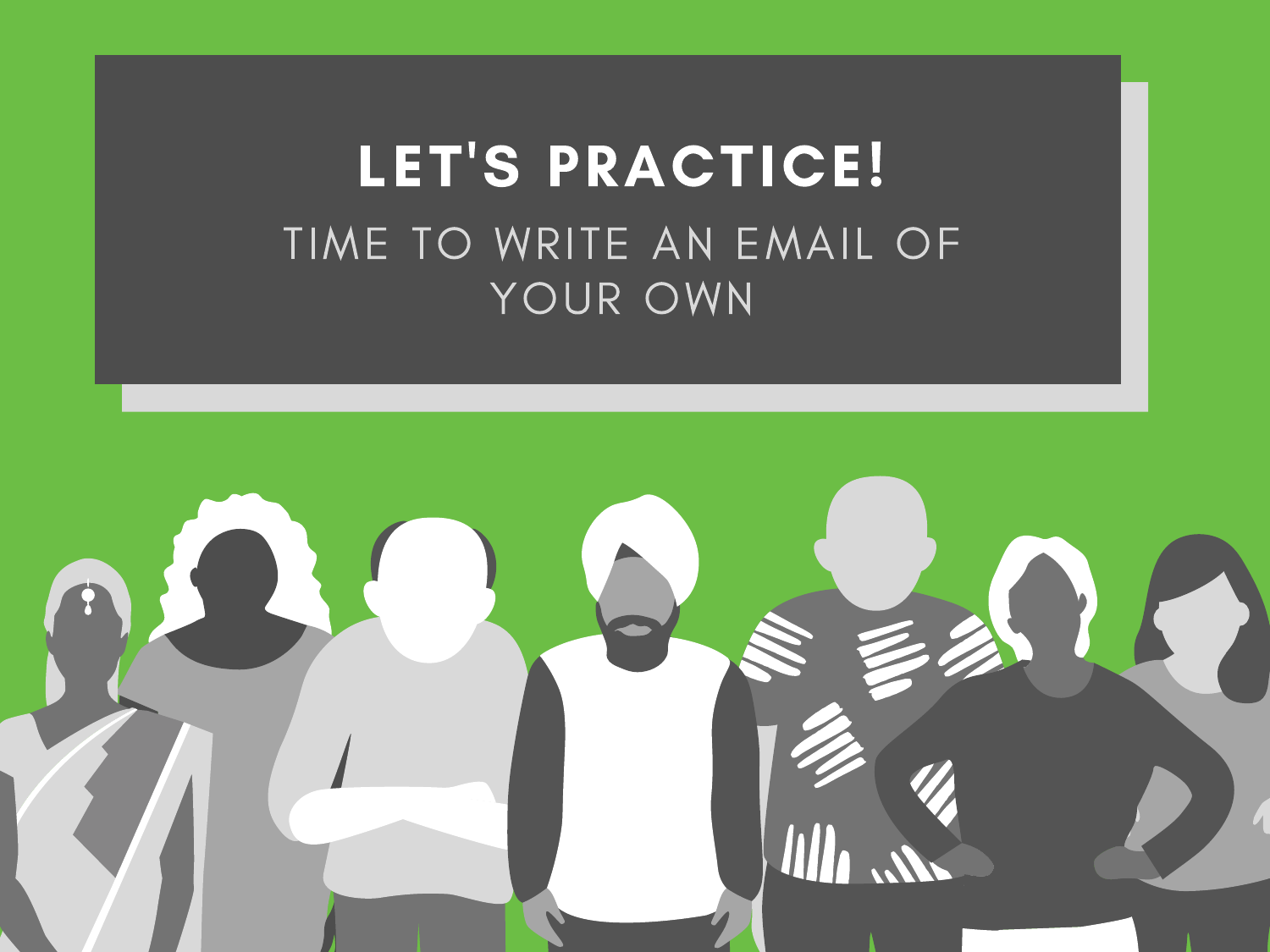# LET'S PRACTICE!

TIME TO WRITE AN EMAIL OF YOUR OWN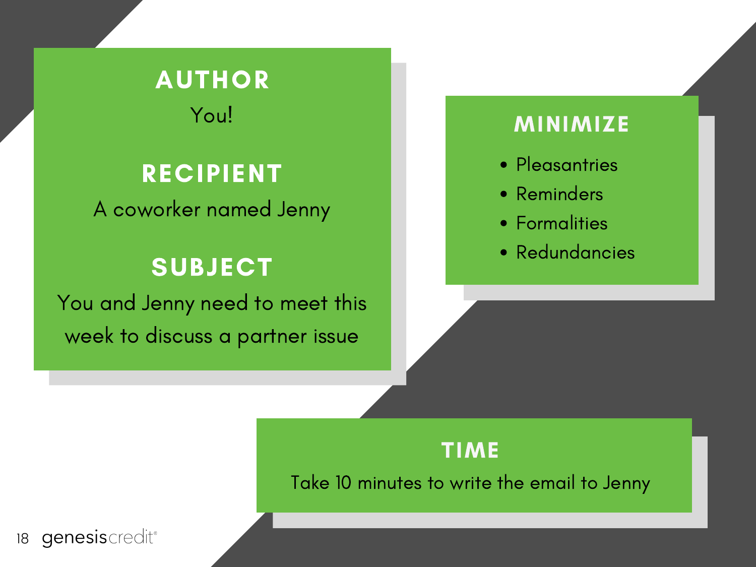## AUTHOR

You!

## RECIPIENT

A coworker named Jenny

## SUBJECT

You and Jenny need to meet this week to discuss a partner issue

## MINIMIZE

- Pleasantries
- Reminders
- Formalities
- Redundancies

## TIME

Take 10 minutes to write the email to Jenny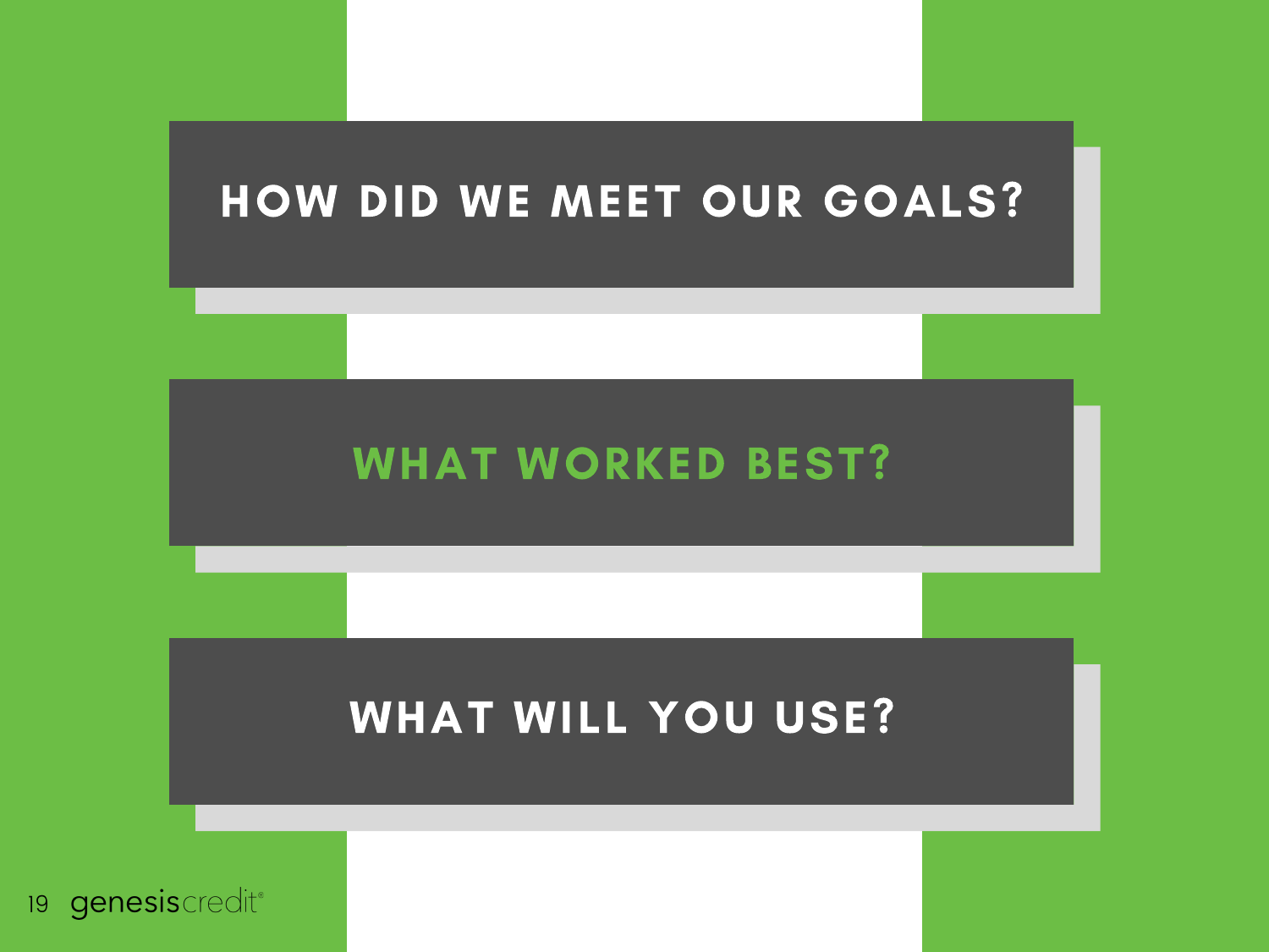## HOW DID WE MEET OUR GOALS?

## WHAT WORKED BEST?

## WHAT WILL YOU USE?